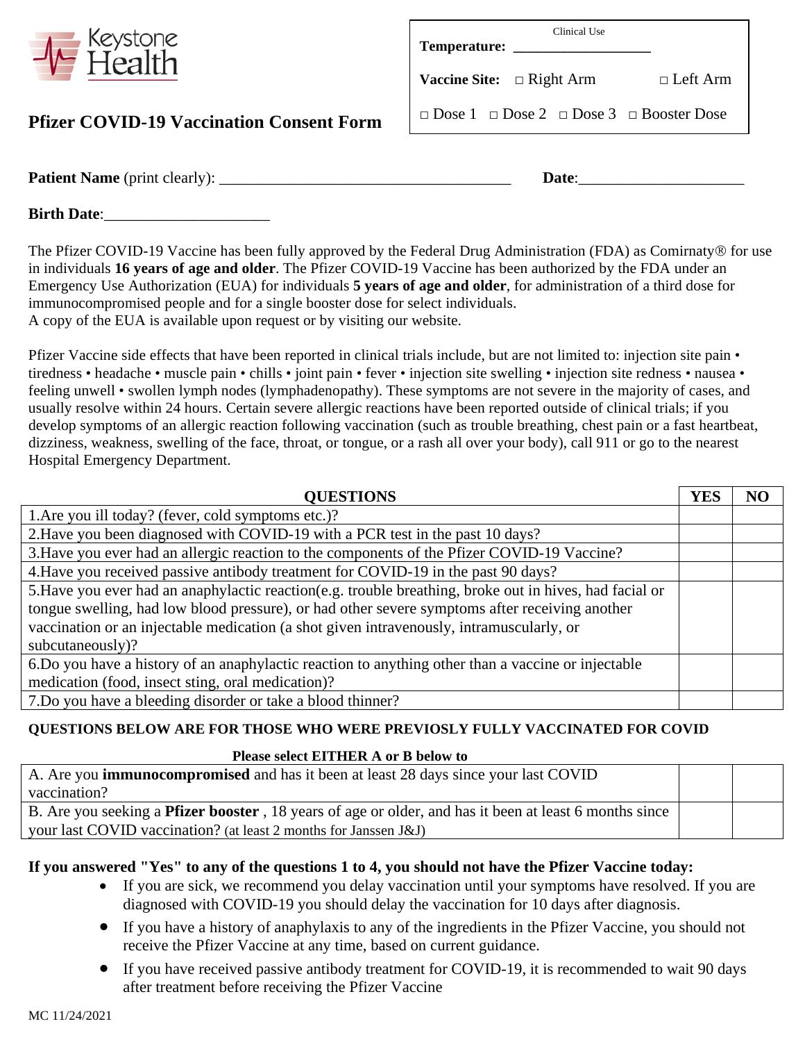Keystone Health

| Clinical Use | | | |
|---|---|---|---|
| **Temperature:** ___________________ | | | |
| **Vaccine Site:** | □ Right Arm | | □ Left Arm |
| □ Dose 1 | □ Dose 2 | □ Dose 3 | □ Booster Dose |

# Pfizer COVID-19 Vaccination Consent Form

**Patient Name** (print clearly): ______________________________________ **Date**:_____________________

**Birth Date**:_____________________

The Pfizer COVID-19 Vaccine has been fully approved by the Federal Drug Administration (FDA) as Comirnaty® for use in individuals **16 years of age and older**. The Pfizer COVID-19 Vaccine has been authorized by the FDA under an Emergency Use Authorization (EUA) for individuals **5 years of age and older**, for administration of a third dose for immunocompromised people and for a single booster dose for select individuals.
A copy of the EUA is available upon request or by visiting our website.

Pfizer Vaccine side effects that have been reported in clinical trials include, but are not limited to: injection site pain • tiredness • headache • muscle pain • chills • joint pain • fever • injection site swelling • injection site redness • nausea • feeling unwell • swollen lymph nodes (lymphadenopathy). These symptoms are not severe in the majority of cases, and usually resolve within 24 hours. Certain severe allergic reactions have been reported outside of clinical trials; if you develop symptoms of an allergic reaction following vaccination (such as trouble breathing, chest pain or a fast heartbeat, dizziness, weakness, swelling of the face, throat, or tongue, or a rash all over your body), call 911 or go to the nearest Hospital Emergency Department.

| QUESTIONS | YES | NO |
|---|---|---|
| 1.Are you ill today? (fever, cold symptoms etc.)? | | |
| 2.Have you been diagnosed with COVID-19 with a PCR test in the past 10 days? | | |
| 3.Have you ever had an allergic reaction to the components of the Pfizer COVID-19 Vaccine? | | |
| 4.Have you received passive antibody treatment for COVID-19 in the past 90 days? | | |
| 5.Have you ever had an anaphylactic reaction(e.g. trouble breathing, broke out in hives, had facial or tongue swelling, had low blood pressure), or had other severe symptoms after receiving another vaccination or an injectable medication (a shot given intravenously, intramuscularly, or subcutaneously)? | | |
| 6.Do you have a history of an anaphylactic reaction to anything other than a vaccine or injectable medication (food, insect sting, oral medication)? | | |
| 7.Do you have a bleeding disorder or take a blood thinner? | | |

**QUESTIONS BELOW ARE FOR THOSE WHO WERE PREVIOSLY FULLY VACCINATED FOR COVID**

**Please select EITHER A or B below to**

| | | |
|---|---|---|
| A. Are you **immunocompromised** and has it been at least 28 days since your last COVID vaccination? | | |
| B. Are you seeking a **Pfizer booster** , 18 years of age or older, and has it been at least 6 months since your last COVID vaccination? (at least 2 months for Janssen J&J) | | |

**If you answered "Yes" to any of the questions 1 to 4, you should not have the Pfizer Vaccine today:**

- If you are sick, we recommend you delay vaccination until your symptoms have resolved. If you are diagnosed with COVID-19 you should delay the vaccination for 10 days after diagnosis.
- If you have a history of anaphylaxis to any of the ingredients in the Pfizer Vaccine, you should not receive the Pfizer Vaccine at any time, based on current guidance.
- If you have received passive antibody treatment for COVID-19, it is recommended to wait 90 days after treatment before receiving the Pfizer Vaccine

MC 11/24/2021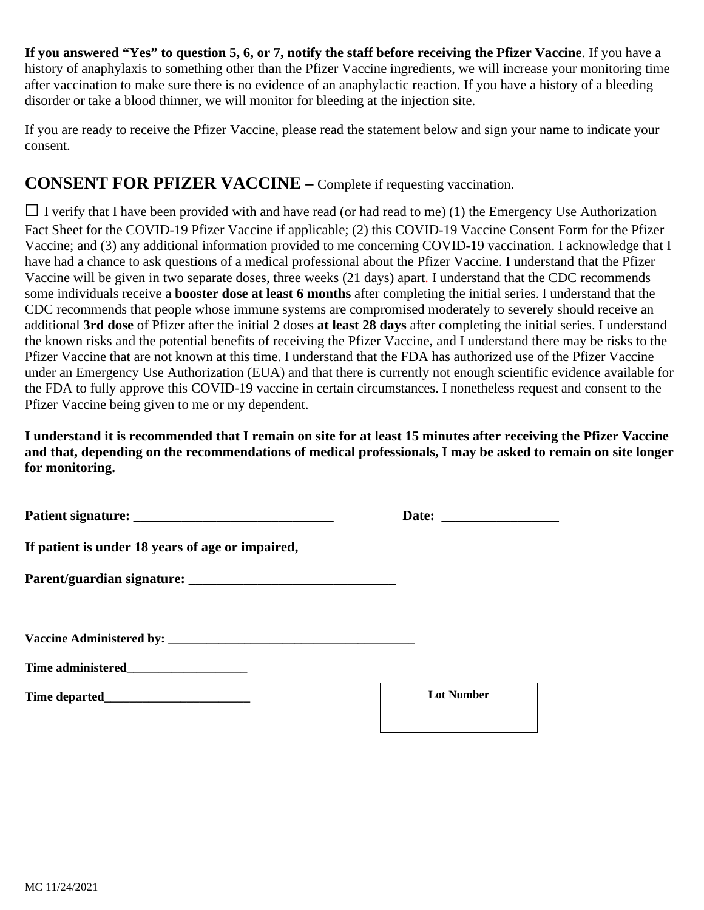**If you answered "Yes" to question 5, 6, or 7, notify the staff before receiving the Pfizer Vaccine**. If you have a history of anaphylaxis to something other than the Pfizer Vaccine ingredients, we will increase your monitoring time after vaccination to make sure there is no evidence of an anaphylactic reaction. If you have a history of a bleeding disorder or take a blood thinner, we will monitor for bleeding at the injection site.

If you are ready to receive the Pfizer Vaccine, please read the statement below and sign your name to indicate your consent.

## CONSENT FOR PFIZER VACCINE – Complete if requesting vaccination.

☐ I verify that I have been provided with and have read (or had read to me) (1) the Emergency Use Authorization Fact Sheet for the COVID-19 Pfizer Vaccine if applicable; (2) this COVID-19 Vaccine Consent Form for the Pfizer Vaccine; and (3) any additional information provided to me concerning COVID-19 vaccination. I acknowledge that I have had a chance to ask questions of a medical professional about the Pfizer Vaccine. I understand that the Pfizer Vaccine will be given in two separate doses, three weeks (21 days) apart. I understand that the CDC recommends some individuals receive a **booster dose at least 6 months** after completing the initial series. I understand that the CDC recommends that people whose immune systems are compromised moderately to severely should receive an additional **3rd dose** of Pfizer after the initial 2 doses **at least 28 days** after completing the initial series. I understand the known risks and the potential benefits of receiving the Pfizer Vaccine, and I understand there may be risks to the Pfizer Vaccine that are not known at this time. I understand that the FDA has authorized use of the Pfizer Vaccine under an Emergency Use Authorization (EUA) and that there is currently not enough scientific evidence available for the FDA to fully approve this COVID-19 vaccine in certain circumstances. I nonetheless request and consent to the Pfizer Vaccine being given to me or my dependent.

**I understand it is recommended that I remain on site for at least 15 minutes after receiving the Pfizer Vaccine and that, depending on the recommendations of medical professionals, I may be asked to remain on site longer for monitoring.**

**Patient signature: ______________________________** **Date: _________________**

**If patient is under 18 years of age or impaired,**

**Parent/guardian signature: ______________________________**

**Vaccine Administered by: ______________________________________**

**Time administered__________________**

**Time departed______________________**

| **Lot Number** |
| --- |
| |

MC 11/24/2021